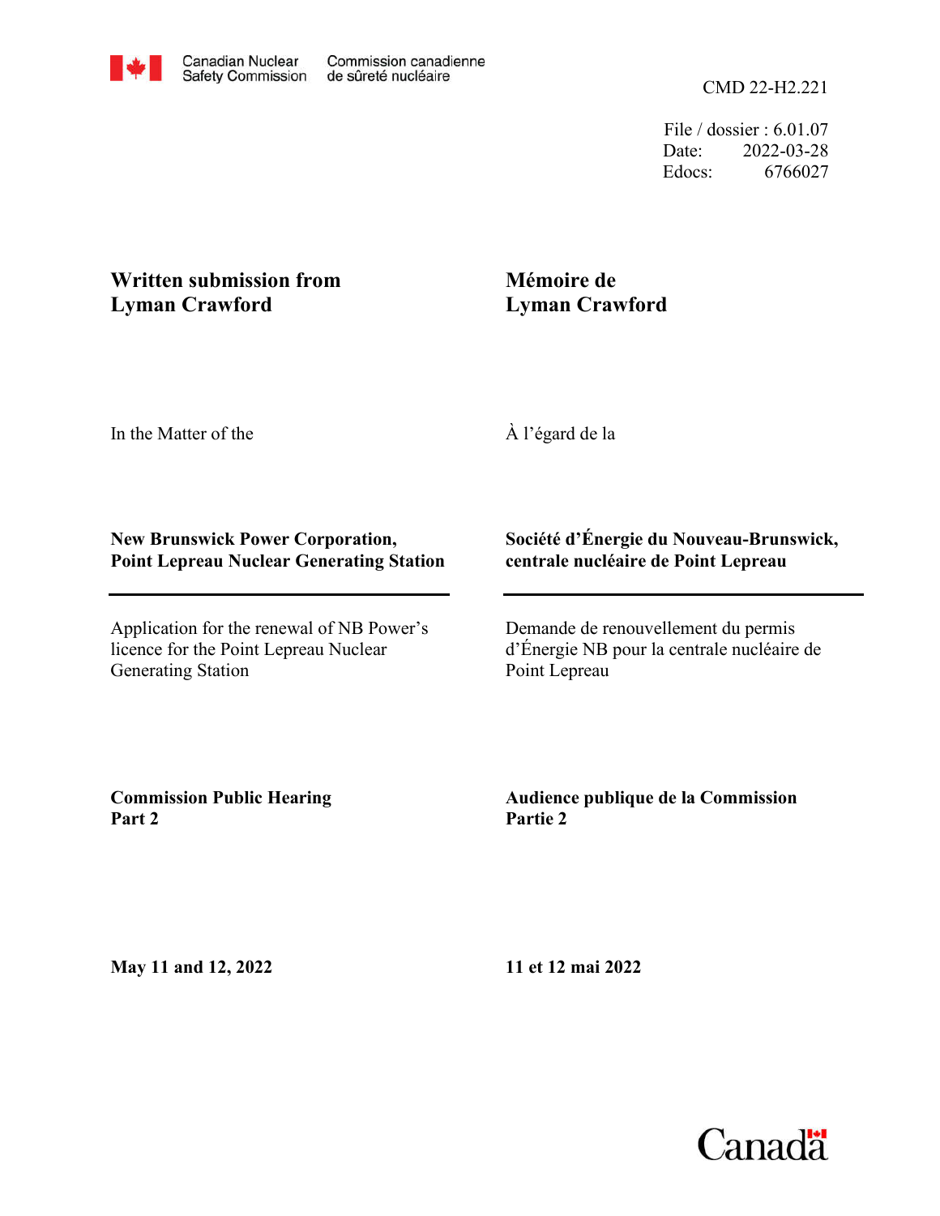Canadian Nuclear Safety Commission / Commission canadienne de sûreté nucléaire

CMD 22-H2.221

File / dossier : 6.01.07
Date: 2022-03-28
Edocs: 6766027

**Written submission from Lyman Crawford**

**Mémoire de Lyman Crawford**

In the Matter of the

À l'égard de la

**New Brunswick Power Corporation, Point Lepreau Nuclear Generating Station**

**Société d'Énergie du Nouveau-Brunswick, centrale nucléaire de Point Lepreau**

---

Application for the renewal of NB Power's licence for the Point Lepreau Nuclear Generating Station

Demande de renouvellement du permis d'Énergie NB pour la centrale nucléaire de Point Lepreau

**Commission Public Hearing Part 2**

**Audience publique de la Commission Partie 2**

**May 11 and 12, 2022**

**11 et 12 mai 2022**

Canada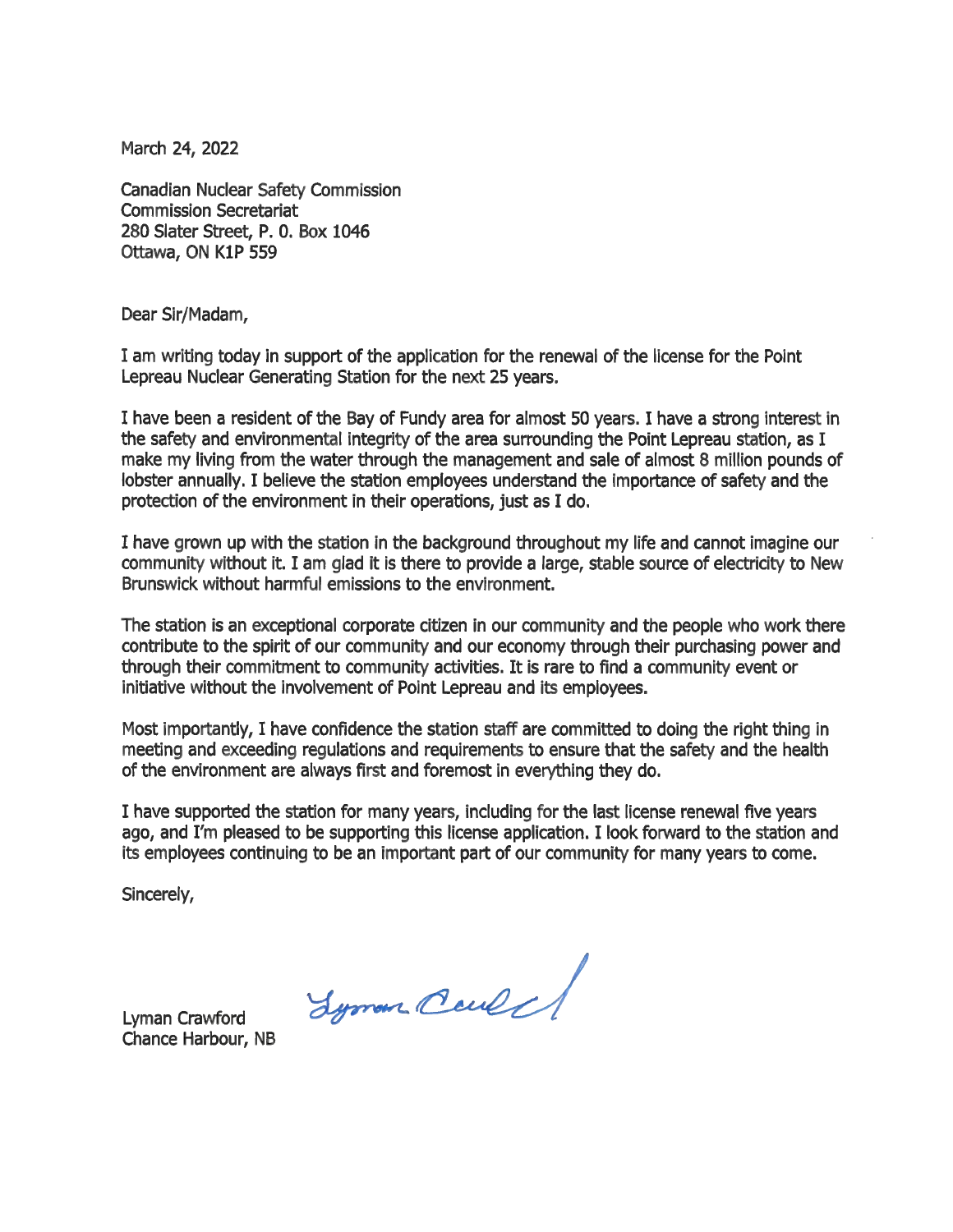March 24, 2022

Canadian Nuclear Safety Commission
Commission Secretariat
280 Slater Street, P. 0. Box 1046
Ottawa, ON K1P 559

Dear Sir/Madam,

I am writing today in support of the application for the renewal of the license for the Point Lepreau Nuclear Generating Station for the next 25 years.

I have been a resident of the Bay of Fundy area for almost 50 years. I have a strong interest in the safety and environmental integrity of the area surrounding the Point Lepreau station, as I make my living from the water through the management and sale of almost 8 million pounds of lobster annually. I believe the station employees understand the importance of safety and the protection of the environment in their operations, just as I do.

I have grown up with the station in the background throughout my life and cannot imagine our community without it. I am glad it is there to provide a large, stable source of electricity to New Brunswick without harmful emissions to the environment.

The station is an exceptional corporate citizen in our community and the people who work there contribute to the spirit of our community and our economy through their purchasing power and through their commitment to community activities. It is rare to find a community event or initiative without the involvement of Point Lepreau and its employees.

Most importantly, I have confidence the station staff are committed to doing the right thing in meeting and exceeding regulations and requirements to ensure that the safety and the health of the environment are always first and foremost in everything they do.

I have supported the station for many years, including for the last license renewal five years ago, and I'm pleased to be supporting this license application. I look forward to the station and its employees continuing to be an important part of our community for many years to come.

Sincerely,

Lyman Crawford
Chance Harbour, NB